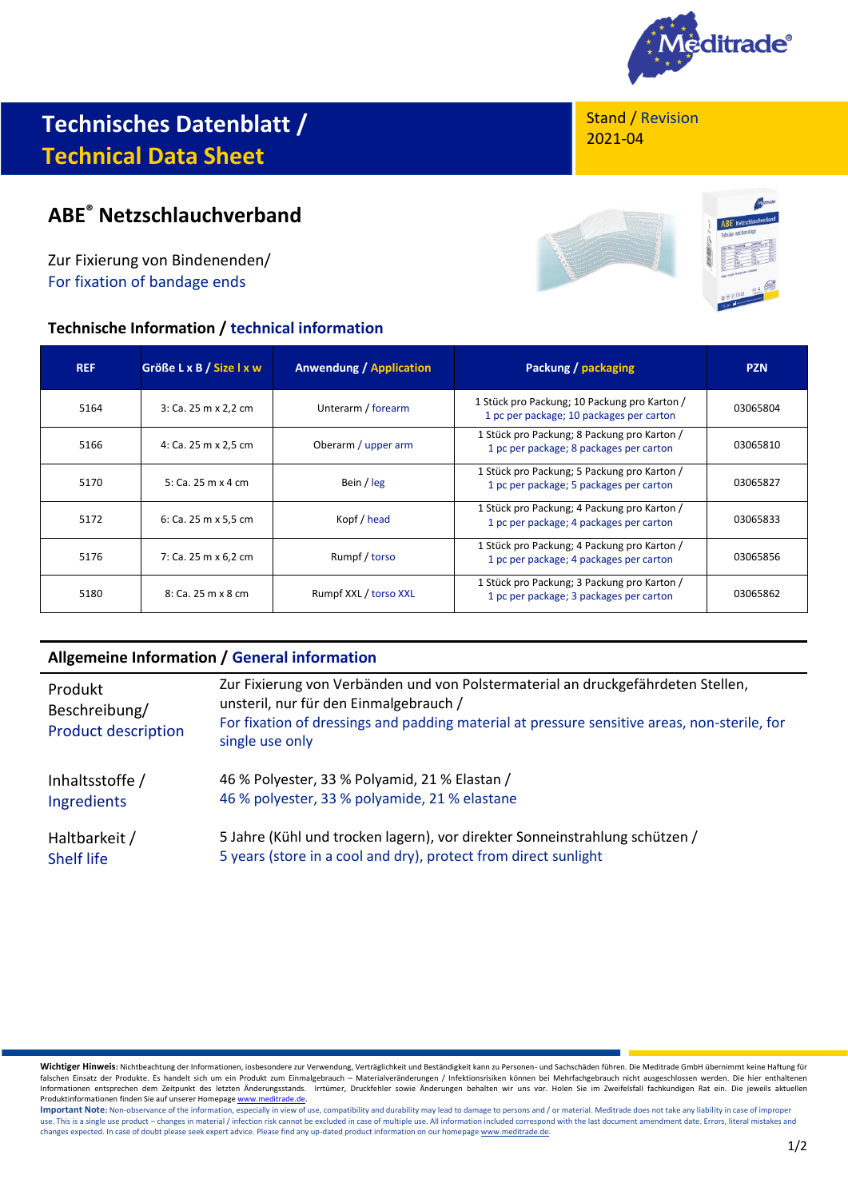# Technisches Datenblatt / Technical Data Sheet

Stand / Revision
2021-04

## ABE® Netzschlauchverband

Zur Fixierung von Bindenenden/
For fixation of bandage ends

### Technische Information / technical information

| REF | Größe L x B / Size l x w | Anwendung / Application | Packung / packaging | PZN |
|---|---|---|---|---|
| 5164 | 3: Ca. 25 m x 2,2 cm | Unterarm / forearm | 1 Stück pro Packung; 10 Packung pro Karton / 1 pc per package; 10 packages per carton | 03065804 |
| 5166 | 4: Ca. 25 m x 2,5 cm | Oberarm / upper arm | 1 Stück pro Packung; 8 Packung pro Karton / 1 pc per package; 8 packages per carton | 03065810 |
| 5170 | 5: Ca. 25 m x 4 cm | Bein / leg | 1 Stück pro Packung; 5 Packung pro Karton / 1 pc per package; 5 packages per carton | 03065827 |
| 5172 | 6: Ca. 25 m x 5,5 cm | Kopf / head | 1 Stück pro Packung; 4 Packung pro Karton / 1 pc per package; 4 packages per carton | 03065833 |
| 5176 | 7: Ca. 25 m x 6,2 cm | Rumpf / torso | 1 Stück pro Packung; 4 Packung pro Karton / 1 pc per package; 4 packages per carton | 03065856 |
| 5180 | 8: Ca. 25 m x 8 cm | Rumpf XXL / torso XXL | 1 Stück pro Packung; 3 Packung pro Karton / 1 pc per package; 3 packages per carton | 03065862 |

### Allgemeine Information / General information

| | |
|---|---|
| Produkt Beschreibung/ Product description | Zur Fixierung von Verbänden und von Polstermaterial an druckgefährdeten Stellen, unsteril, nur für den Einmalgebrauch / For fixation of dressings and padding material at pressure sensitive areas, non-sterile, for single use only |
| Inhaltsstoffe / Ingredients | 46 % Polyester, 33 % Polyamid, 21 % Elastan / 46 % polyester, 33 % polyamide, 21 % elastane |
| Haltbarkeit / Shelf life | 5 Jahre (Kühl und trocken lagern), vor direkter Sonneinstrahlung schützen / 5 years (store in a cool and dry), protect from direct sunlight |

**Wichtiger Hinweis:** Nichtbeachtung der Informationen, insbesondere zur Verwendung, Verträglichkeit und Beständigkeit kann zu Personen- und Sachschäden führen. Die Meditrade GmbH übernimmt keine Haftung für falschen Einsatz der Produkte. Es handelt sich um ein Produkt zum Einmalgebrauch – Materialveränderungen / Infektionsrisiken können bei Mehrfachgebrauch nicht ausgeschlossen werden. Die hier enthaltenen Informationen entsprechen dem Zeitpunkt des letzten Änderungsstands. Irrtümer, Druckfehler sowie Änderungen behalten wir uns vor. Holen Sie im Zweifelsfall fachkundigen Rat ein. Die jeweils aktuellen Produktinformationen finden Sie auf unserer Homepage www.meditrade.de.

**Important Note:** Non-observance of the information, especially in view of use, compatibility and durability may lead to damage to persons and / or material. Meditrade does not take any liability in case of improper use. This is a single use product – changes in material / infection risk cannot be excluded in case of multiple use. All information included correspond with the last document amendment date. Errors, literal mistakes and changes expected. In case of doubt please seek expert advice. Please find any up-dated product information on our homepage www.meditrade.de.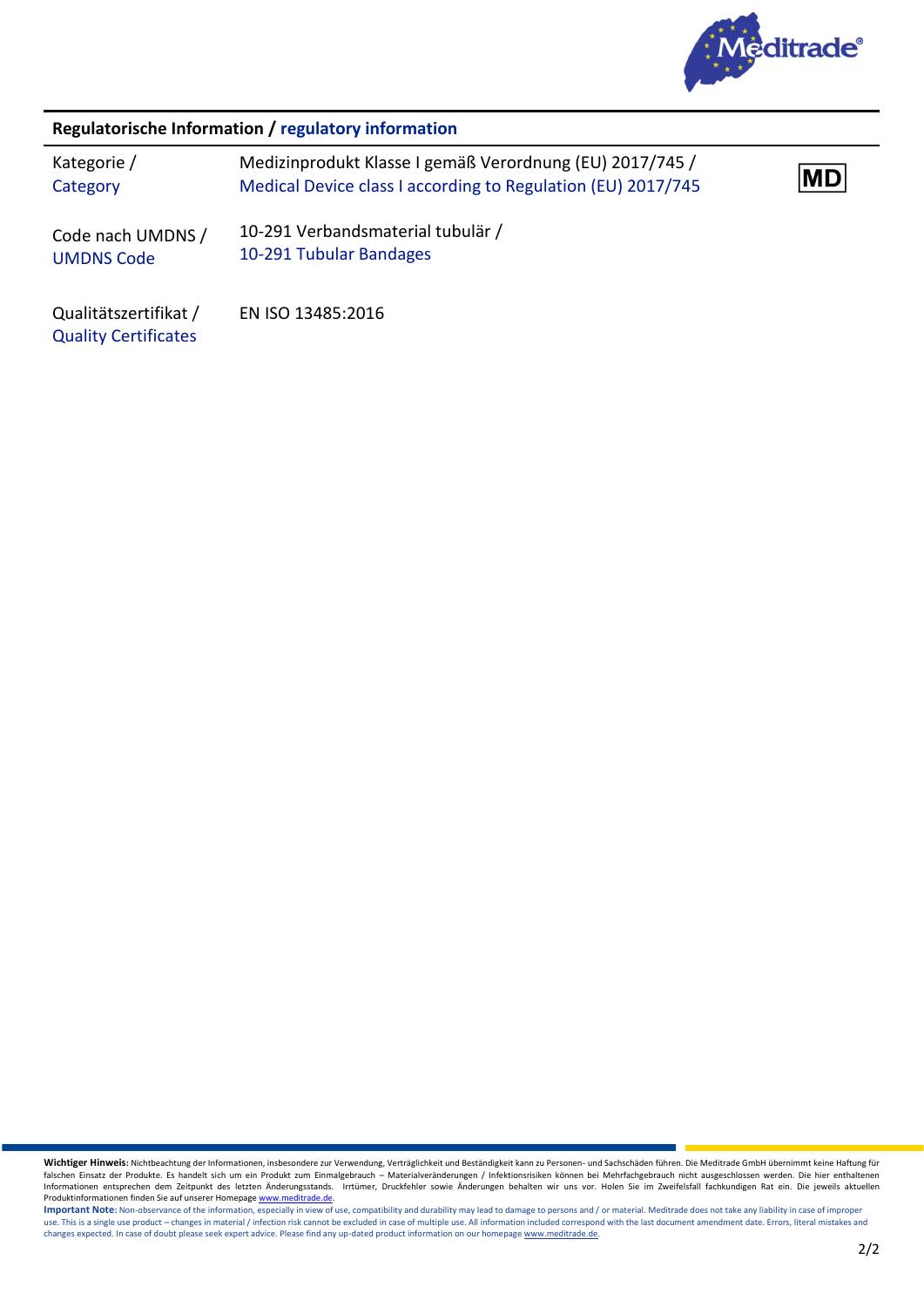## Regulatorische Information / regulatory information

| | | |
|---|---|---|
| Kategorie / Category | Medizinprodukt Klasse I gemäß Verordnung (EU) 2017/745 / Medical Device class I according to Regulation (EU) 2017/745 | MD |
| Code nach UMDNS / UMDNS Code | 10-291 Verbandsmaterial tubulär / 10-291 Tubular Bandages | |
| Qualitätszertifikat / Quality Certificates | EN ISO 13485:2016 | |

**Wichtiger Hinweis:** Nichtbeachtung der Informationen, insbesondere zur Verwendung, Verträglichkeit und Beständigkeit kann zu Personen- und Sachschäden führen. Die Meditrade GmbH übernimmt keine Haftung für falschen Einsatz der Produkte. Es handelt sich um ein Produkt zum Einmalgebrauch – Materialveränderungen / Infektionsrisiken können bei Mehrfachgebrauch nicht ausgeschlossen werden. Die hier enthaltenen Informationen entsprechen dem Zeitpunkt des letzten Änderungsstands. Irrtümer, Druckfehler sowie Änderungen behalten wir uns vor. Holen Sie im Zweifelsfall fachkundigen Rat ein. Die jeweils aktuellen Produktinformationen finden Sie auf unserer Homepage www.meditrade.de.

**Important Note:** Non-observance of the information, especially in view of use, compatibility and durability may lead to damage to persons and / or material. Meditrade does not take any liability in case of improper use. This is a single use product – changes in material / infection risk cannot be excluded in case of multiple use. All information included correspond with the last document amendment date. Errors, literal mistakes and changes expected. In case of doubt please seek expert advice. Please find any up-dated product information on our homepage www.meditrade.de.